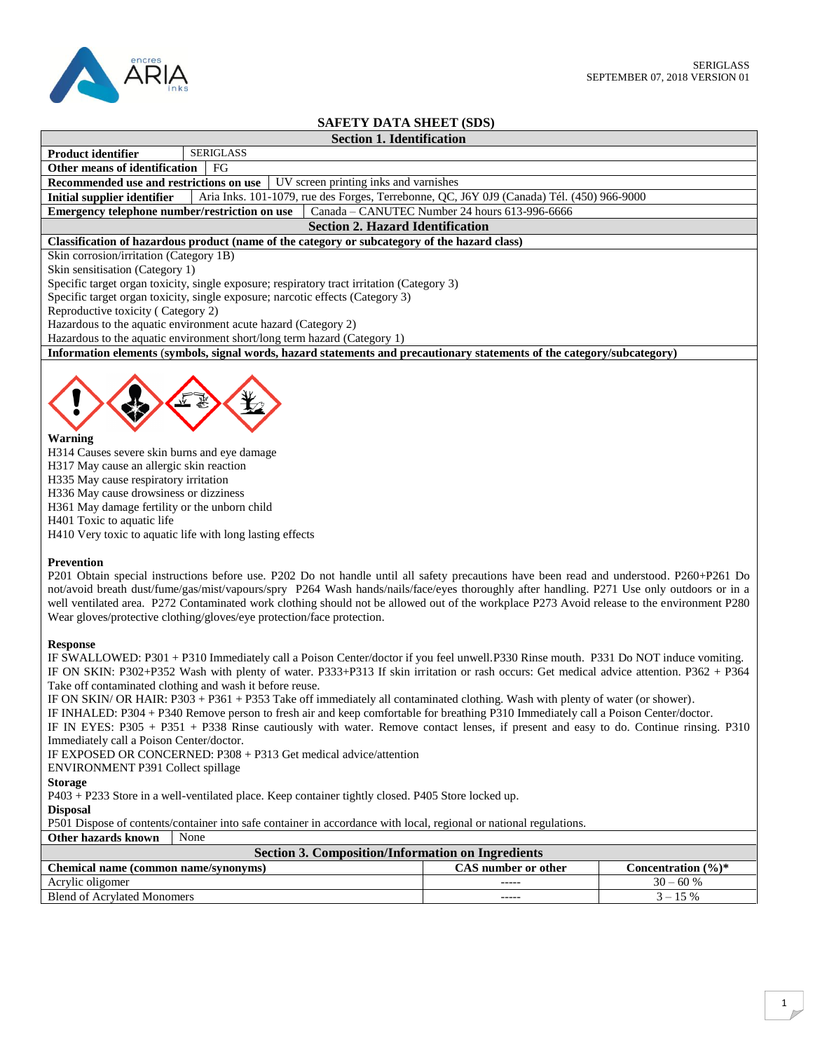SERIGLASS
SEPTEMBER 07, 2018 VERSION 01

# SAFETY DATA SHEET (SDS)

## Section 1. Identification

| | |
|---|---|
| **Product identifier** | SERIGLASS |
| **Other means of identification** | FG |
| **Recommended use and restrictions on use** | UV screen printing inks and varnishes |
| **Initial supplier identifier** | Aria Inks. 101-1079, rue des Forges, Terrebonne, QC, J6Y 0J9 (Canada) Tél. (450) 966-9000 |
| **Emergency telephone number/restriction on use** | Canada – CANUTEC Number 24 hours 613-996-6666 |

## Section 2. Hazard Identification

**Classification of hazardous product (name of the category or subcategory of the hazard class)**

Skin corrosion/irritation (Category 1B)
Skin sensitisation (Category 1)
Specific target organ toxicity, single exposure; respiratory tract irritation (Category 3)
Specific target organ toxicity, single exposure; narcotic effects (Category 3)
Reproductive toxicity ( Category 2)
Hazardous to the aquatic environment acute hazard (Category 2)
Hazardous to the aquatic environment short/long term hazard (Category 1)

**Information elements (symbols, signal words, hazard statements and precautionary statements of the category/subcategory)**

**Warning**
H314 Causes severe skin burns and eye damage
H317 May cause an allergic skin reaction
H335 May cause respiratory irritation
H336 May cause drowsiness or dizziness
H361 May damage fertility or the unborn child
H401 Toxic to aquatic life
H410 Very toxic to aquatic life with long lasting effects

**Prevention**
P201 Obtain special instructions before use. P202 Do not handle until all safety precautions have been read and understood. P260+P261 Do not/avoid breath dust/fume/gas/mist/vapours/spry P264 Wash hands/nails/face/eyes thoroughly after handling. P271 Use only outdoors or in a well ventilated area. P272 Contaminated work clothing should not be allowed out of the workplace P273 Avoid release to the environment P280 Wear gloves/protective clothing/gloves/eye protection/face protection.

**Response**
IF SWALLOWED: P301 + P310 Immediately call a Poison Center/doctor if you feel unwell.P330 Rinse mouth. P331 Do NOT induce vomiting.
IF ON SKIN: P302+P352 Wash with plenty of water. P333+P313 If skin irritation or rash occurs: Get medical advice attention. P362 + P364 Take off contaminated clothing and wash it before reuse.
IF ON SKIN/ OR HAIR: P303 + P361 + P353 Take off immediately all contaminated clothing. Wash with plenty of water (or shower).
IF INHALED: P304 + P340 Remove person to fresh air and keep comfortable for breathing P310 Immediately call a Poison Center/doctor.
IF IN EYES: P305 + P351 + P338 Rinse cautiously with water. Remove contact lenses, if present and easy to do. Continue rinsing. P310 Immediately call a Poison Center/doctor.
IF EXPOSED OR CONCERNED: P308 + P313 Get medical advice/attention
ENVIRONMENT P391 Collect spillage

**Storage**
P403 + P233 Store in a well-ventilated place. Keep container tightly closed. P405 Store locked up.

**Disposal**
P501 Dispose of contents/container into safe container in accordance with local, regional or national regulations.

| | |
|---|---|
| **Other hazards known** | None |

## Section 3. Composition/Information on Ingredients

| Chemical name (common name/synonyms) | CAS number or other | Concentration (%)* |
|---|---|---|
| Acrylic oligomer | ----- | 30 – 60 % |
| Blend of Acrylated Monomers | ----- | 3 – 15 % |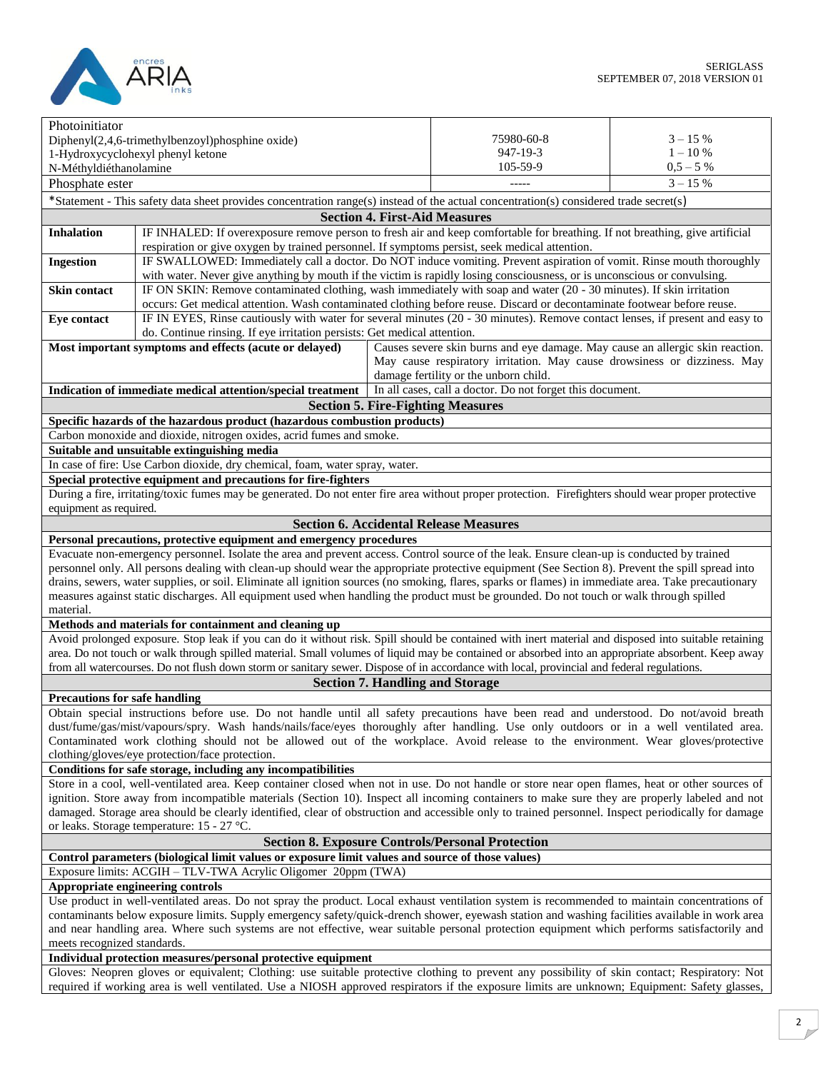| | CAS | Concentration |
|---|---|---|
| Photoinitiator<br>Diphenyl(2,4,6-trimethylbenzoyl)phosphine oxide)<br>1-Hydroxycyclohexyl phenyl ketone<br>N-Méthyldiéthanolamine | <br>75980-60-8<br>947-19-3<br>105-59-9 | <br>3 – 15 %<br>1 – 10 %<br>0,5 – 5 % |
| Phosphate ester | ----- | 3 – 15 % |

*Statement - This safety data sheet provides concentration range(s) instead of the actual concentration(s) considered trade secret(s)

## Section 4. First-Aid Measures

| | |
|---|---|
| **Inhalation** | IF INHALED: If overexposure remove person to fresh air and keep comfortable for breathing. If not breathing, give artificial respiration or give oxygen by trained personnel. If symptoms persist, seek medical attention. |
| **Ingestion** | IF SWALLOWED: Immediately call a doctor. Do NOT induce vomiting. Prevent aspiration of vomit. Rinse mouth thoroughly with water. Never give anything by mouth if the victim is rapidly losing consciousness, or is unconscious or convulsing. |
| **Skin contact** | IF ON SKIN: Remove contaminated clothing, wash immediately with soap and water (20 - 30 minutes). If skin irritation occurs: Get medical attention. Wash contaminated clothing before reuse. Discard or decontaminate footwear before reuse. |
| **Eye contact** | IF IN EYES, Rinse cautiously with water for several minutes (20 - 30 minutes). Remove contact lenses, if present and easy to do. Continue rinsing. If eye irritation persists: Get medical attention. |
| **Most important symptoms and effects (acute or delayed)** | Causes severe skin burns and eye damage. May cause an allergic skin reaction. May cause respiratory irritation. May cause drowsiness or dizziness. May damage fertility or the unborn child. |
| **Indication of immediate medical attention/special treatment** | In all cases, call a doctor. Do not forget this document. |

## Section 5. Fire-Fighting Measures

**Specific hazards of the hazardous product (hazardous combustion products)**

Carbon monoxide and dioxide, nitrogen oxides, acrid fumes and smoke.

**Suitable and unsuitable extinguishing media**

In case of fire: Use Carbon dioxide, dry chemical, foam, water spray, water.

**Special protective equipment and precautions for fire-fighters**

During a fire, irritating/toxic fumes may be generated. Do not enter fire area without proper protection. Firefighters should wear proper protective equipment as required.

## Section 6. Accidental Release Measures

**Personal precautions, protective equipment and emergency procedures**

Evacuate non-emergency personnel. Isolate the area and prevent access. Control source of the leak. Ensure clean-up is conducted by trained personnel only. All persons dealing with clean-up should wear the appropriate protective equipment (See Section 8). Prevent the spill spread into drains, sewers, water supplies, or soil. Eliminate all ignition sources (no smoking, flares, sparks or flames) in immediate area. Take precautionary measures against static discharges. All equipment used when handling the product must be grounded. Do not touch or walk through spilled material.

**Methods and materials for containment and cleaning up**

Avoid prolonged exposure. Stop leak if you can do it without risk. Spill should be contained with inert material and disposed into suitable retaining area. Do not touch or walk through spilled material. Small volumes of liquid may be contained or absorbed into an appropriate absorbent. Keep away from all watercourses. Do not flush down storm or sanitary sewer. Dispose of in accordance with local, provincial and federal regulations.

## Section 7. Handling and Storage

**Precautions for safe handling**

Obtain special instructions before use. Do not handle until all safety precautions have been read and understood. Do not/avoid breath dust/fume/gas/mist/vapours/spry. Wash hands/nails/face/eyes thoroughly after handling. Use only outdoors or in a well ventilated area. Contaminated work clothing should not be allowed out of the workplace. Avoid release to the environment. Wear gloves/protective clothing/gloves/eye protection/face protection.

**Conditions for safe storage, including any incompatibilities**

Store in a cool, well-ventilated area. Keep container closed when not in use. Do not handle or store near open flames, heat or other sources of ignition. Store away from incompatible materials (Section 10). Inspect all incoming containers to make sure they are properly labeled and not damaged. Storage area should be clearly identified, clear of obstruction and accessible only to trained personnel. Inspect periodically for damage or leaks. Storage temperature: 15 - 27 °C.

## Section 8. Exposure Controls/Personal Protection

**Control parameters (biological limit values or exposure limit values and source of those values)**

Exposure limits: ACGIH – TLV-TWA Acrylic Oligomer 20ppm (TWA)

**Appropriate engineering controls**

Use product in well-ventilated areas. Do not spray the product. Local exhaust ventilation system is recommended to maintain concentrations of contaminants below exposure limits. Supply emergency safety/quick-drench shower, eyewash station and washing facilities available in work area and near handling area. Where such systems are not effective, wear suitable personal protection equipment which performs satisfactorily and meets recognized standards.

**Individual protection measures/personal protective equipment**

Gloves: Neopren gloves or equivalent; Clothing: use suitable protective clothing to prevent any possibility of skin contact; Respiratory: Not required if working area is well ventilated. Use a NIOSH approved respirators if the exposure limits are unknown; Equipment: Safety glasses,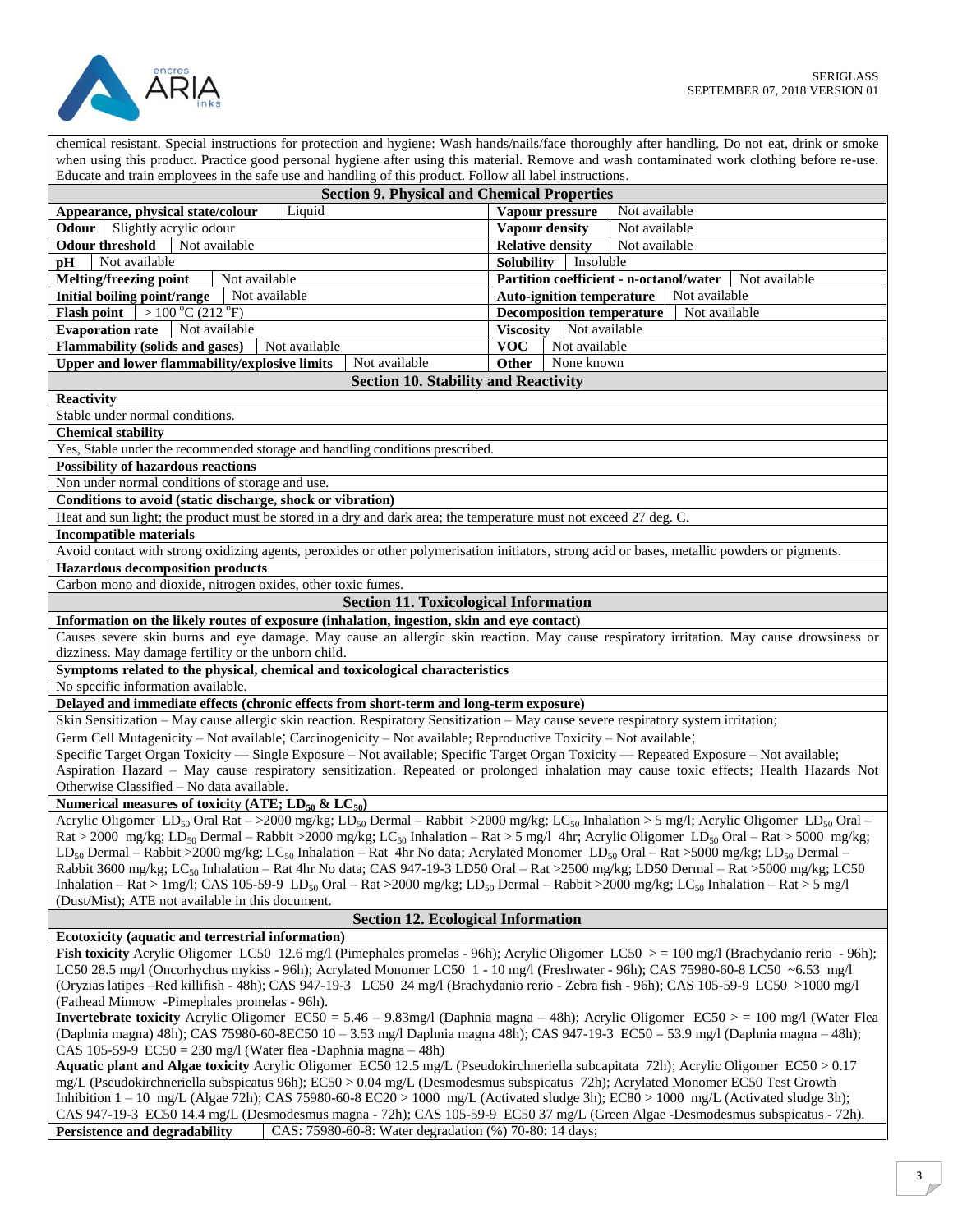chemical resistant. Special instructions for protection and hygiene: Wash hands/nails/face thoroughly after handling. Do not eat, drink or smoke when using this product. Practice good personal hygiene after using this material. Remove and wash contaminated work clothing before re-use. Educate and train employees in the safe use and handling of this product. Follow all label instructions.

## Section 9. Physical and Chemical Properties

| Property | Value | Property | Value |
|---|---|---|---|
| **Appearance, physical state/colour** | Liquid | **Vapour pressure** | Not available |
| **Odour** | Slightly acrylic odour | **Vapour density** | Not available |
| **Odour threshold** | Not available | **Relative density** | Not available |
| **pH** | Not available | **Solubility** | Insoluble |
| **Melting/freezing point** | Not available | **Partition coefficient - n-octanol/water** | Not available |
| **Initial boiling point/range** | Not available | **Auto-ignition temperature** | Not available |
| **Flash point** | > 100 °C (212 °F) | **Decomposition temperature** | Not available |
| **Evaporation rate** | Not available | **Viscosity** | Not available |
| **Flammability (solids and gases)** | Not available | **VOC** | Not available |
| **Upper and lower flammability/explosive limits** | Not available | **Other** | None known |

## Section 10. Stability and Reactivity

**Reactivity**

Stable under normal conditions.

**Chemical stability**

Yes, Stable under the recommended storage and handling conditions prescribed.

**Possibility of hazardous reactions**

Non under normal conditions of storage and use.

**Conditions to avoid (static discharge, shock or vibration)**

Heat and sun light; the product must be stored in a dry and dark area; the temperature must not exceed 27 deg. C.

**Incompatible materials**

Avoid contact with strong oxidizing agents, peroxides or other polymerisation initiators, strong acid or bases, metallic powders or pigments.

**Hazardous decomposition products**

Carbon mono and dioxide, nitrogen oxides, other toxic fumes.

## Section 11. Toxicological Information

**Information on the likely routes of exposure (inhalation, ingestion, skin and eye contact)**

Causes severe skin burns and eye damage. May cause an allergic skin reaction. May cause respiratory irritation. May cause drowsiness or dizziness. May damage fertility or the unborn child.

**Symptoms related to the physical, chemical and toxicological characteristics**

No specific information available.

**Delayed and immediate effects (chronic effects from short-term and long-term exposure)**

Skin Sensitization – May cause allergic skin reaction. Respiratory Sensitization – May cause severe respiratory system irritation;

Germ Cell Mutagenicity – Not available; Carcinogenicity – Not available; Reproductive Toxicity – Not available;

Specific Target Organ Toxicity — Single Exposure – Not available; Specific Target Organ Toxicity — Repeated Exposure – Not available; Aspiration Hazard – May cause respiratory sensitization. Repeated or prolonged inhalation may cause toxic effects; Health Hazards Not Otherwise Classified – No data available.

**Numerical measures of toxicity (ATE; $LD_{50}$ & $LC_{50}$)**

Acrylic Oligomer $LD_{50}$ Oral Rat – >2000 mg/kg; $LD_{50}$ Dermal – Rabbit >2000 mg/kg; $LC_{50}$ Inhalation > 5 mg/l; Acrylic Oligomer $LD_{50}$ Oral – Rat > 2000 mg/kg; $LD_{50}$ Dermal – Rabbit >2000 mg/kg; $LC_{50}$ Inhalation – Rat > 5 mg/l 4hr; Acrylic Oligomer $LD_{50}$ Oral – Rat > 5000 mg/kg; $LD_{50}$ Dermal – Rabbit >2000 mg/kg; $LC_{50}$ Inhalation – Rat 4hr No data; Acrylated Monomer $LD_{50}$ Oral – Rat >5000 mg/kg; $LD_{50}$ Dermal – Rabbit 3600 mg/kg; $LC_{50}$ Inhalation – Rat 4hr No data; CAS 947-19-3 LD50 Oral – Rat >2500 mg/kg; LD50 Dermal – Rat >5000 mg/kg; LC50 Inhalation – Rat > 1mg/l; CAS 105-59-9 $LD_{50}$ Oral – Rat >2000 mg/kg; $LD_{50}$ Dermal – Rabbit >2000 mg/kg; $LC_{50}$ Inhalation – Rat > 5 mg/l (Dust/Mist); ATE not available in this document.

## Section 12. Ecological Information

**Ecotoxicity (aquatic and terrestrial information)**

**Fish toxicity** Acrylic Oligomer LC50 12.6 mg/l (Pimephales promelas - 96h); Acrylic Oligomer LC50 > = 100 mg/l (Brachydanio rerio - 96h); LC50 28.5 mg/l (Oncorhychus mykiss - 96h); Acrylated Monomer LC50 1 - 10 mg/l (Freshwater - 96h); CAS 75980-60-8 LC50 ~6.53 mg/l (Oryzias latipes –Red killifish - 48h); CAS 947-19-3 LC50 24 mg/l (Brachydanio rerio - Zebra fish - 96h); CAS 105-59-9 LC50 >1000 mg/l (Fathead Minnow -Pimephales promelas - 96h).

**Invertebrate toxicity** Acrylic Oligomer EC50 = 5.46 – 9.83mg/l (Daphnia magna – 48h); Acrylic Oligomer EC50 > = 100 mg/l (Water Flea (Daphnia magna) 48h); CAS 75980-60-8EC50 10 – 3.53 mg/l Daphnia magna 48h); CAS 947-19-3 EC50 = 53.9 mg/l (Daphnia magna – 48h); CAS 105-59-9 EC50 = 230 mg/l (Water flea -Daphnia magna – 48h)

**Aquatic plant and Algae toxicity** Acrylic Oligomer EC50 12.5 mg/L (Pseudokirchneriella subcapitata 72h); Acrylic Oligomer EC50 > 0.17 mg/L (Pseudokirchneriella subspicatus 96h); EC50 > 0.04 mg/L (Desmodesmus subspicatus 72h); Acrylated Monomer EC50 Test Growth Inhibition 1 – 10 mg/L (Algae 72h); CAS 75980-60-8 EC20 > 1000 mg/L (Activated sludge 3h); EC80 > 1000 mg/L (Activated sludge 3h); CAS 947-19-3 EC50 14.4 mg/L (Desmodesmus magna - 72h); CAS 105-59-9 EC50 37 mg/L (Green Algae -Desmodesmus subspicatus - 72h).

| **Persistence and degradability** | CAS: 75980-60-8: Water degradation (%) 70-80: 14 days; |
|---|---|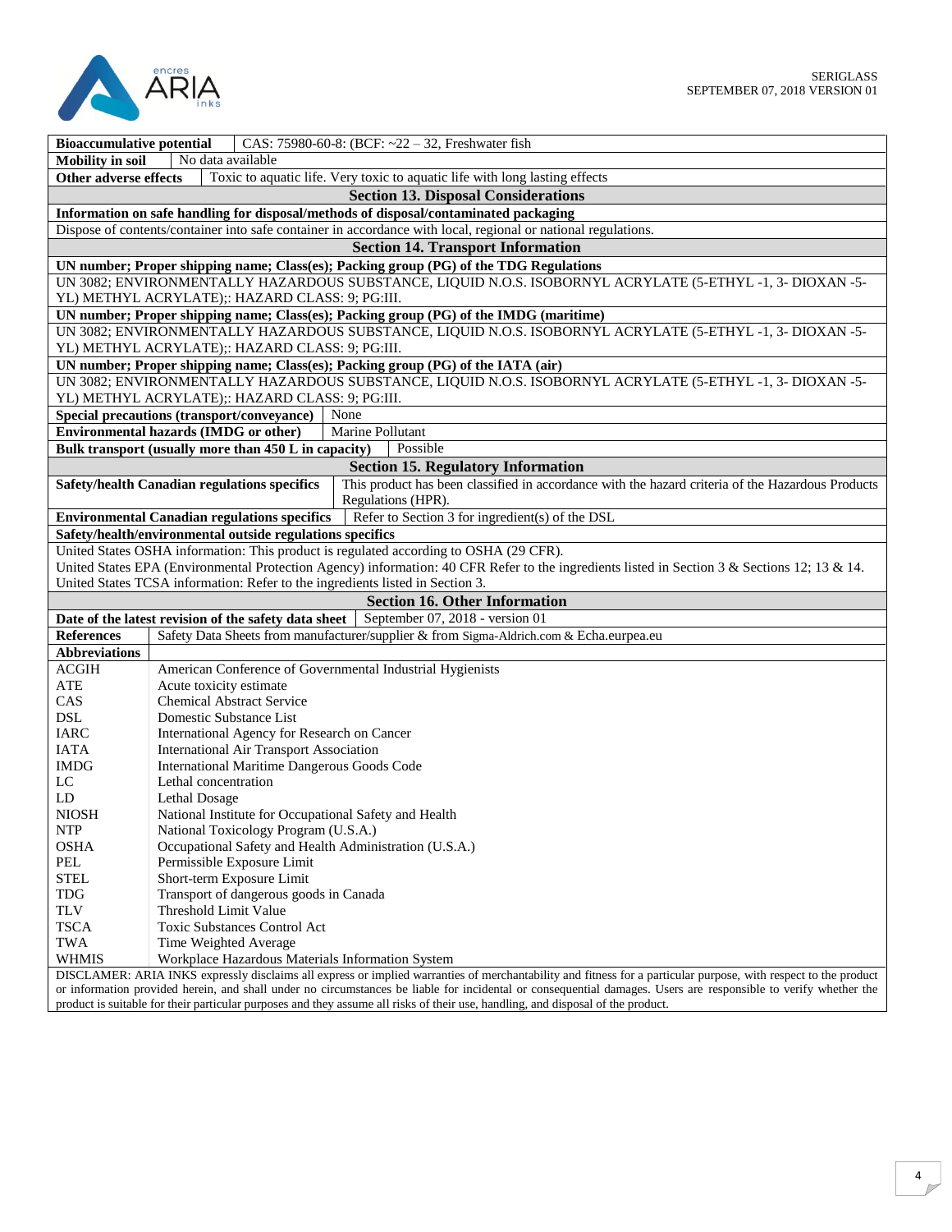| | |
|---|---|
| **Bioaccumulative potential** | CAS: 75980-60-8: (BCF: ~22 – 32, Freshwater fish |
| **Mobility in soil** | No data available |
| **Other adverse effects** | Toxic to aquatic life. Very toxic to aquatic life with long lasting effects |

## Section 13. Disposal Considerations

**Information on safe handling for disposal/methods of disposal/contaminated packaging**

Dispose of contents/container into safe container in accordance with local, regional or national regulations.

## Section 14. Transport Information

**UN number; Proper shipping name; Class(es); Packing group (PG) of the TDG Regulations**

UN 3082; ENVIRONMENTALLY HAZARDOUS SUBSTANCE, LIQUID N.O.S. ISOBORNYL ACRYLATE (5-ETHYL -1, 3- DIOXAN -5-YL) METHYL ACRYLATE);: HAZARD CLASS: 9; PG:III.

**UN number; Proper shipping name; Class(es); Packing group (PG) of the IMDG (maritime)**

UN 3082; ENVIRONMENTALLY HAZARDOUS SUBSTANCE, LIQUID N.O.S. ISOBORNYL ACRYLATE (5-ETHYL -1, 3- DIOXAN -5-YL) METHYL ACRYLATE);: HAZARD CLASS: 9; PG:III.

**UN number; Proper shipping name; Class(es); Packing group (PG) of the IATA (air)**

UN 3082; ENVIRONMENTALLY HAZARDOUS SUBSTANCE, LIQUID N.O.S. ISOBORNYL ACRYLATE (5-ETHYL -1, 3- DIOXAN -5-YL) METHYL ACRYLATE);: HAZARD CLASS: 9; PG:III.

| | |
|---|---|
| **Special precautions (transport/conveyance)** | None |
| **Environmental hazards (IMDG or other)** | Marine Pollutant |
| **Bulk transport (usually more than 450 L in capacity)** | Possible |

## Section 15. Regulatory Information

| | |
|---|---|
| **Safety/health Canadian regulations specifics** | This product has been classified in accordance with the hazard criteria of the Hazardous Products Regulations (HPR). |
| **Environmental Canadian regulations specifics** | Refer to Section 3 for ingredient(s) of the DSL |

**Safety/health/environmental outside regulations specifics**

United States OSHA information: This product is regulated according to OSHA (29 CFR).
United States EPA (Environmental Protection Agency) information: 40 CFR Refer to the ingredients listed in Section 3 & Sections 12; 13 & 14.
United States TCSA information: Refer to the ingredients listed in Section 3.

## Section 16. Other Information

| | |
|---|---|
| **Date of the latest revision of the safety data sheet** | September 07, 2018 - version 01 |
| **References** | Safety Data Sheets from manufacturer/supplier & from Sigma-Aldrich.com & Echa.eurpea.eu |

**Abbreviations**

| | |
|---|---|
| ACGIH | American Conference of Governmental Industrial Hygienists |
| ATE | Acute toxicity estimate |
| CAS | Chemical Abstract Service |
| DSL | Domestic Substance List |
| IARC | International Agency for Research on Cancer |
| IATA | International Air Transport Association |
| IMDG | International Maritime Dangerous Goods Code |
| LC | Lethal concentration |
| LD | Lethal Dosage |
| NIOSH | National Institute for Occupational Safety and Health |
| NTP | National Toxicology Program (U.S.A.) |
| OSHA | Occupational Safety and Health Administration (U.S.A.) |
| PEL | Permissible Exposure Limit |
| STEL | Short-term Exposure Limit |
| TDG | Transport of dangerous goods in Canada |
| TLV | Threshold Limit Value |
| TSCA | Toxic Substances Control Act |
| TWA | Time Weighted Average |
| WHMIS | Workplace Hazardous Materials Information System |

DISCLAMER: ARIA INKS expressly disclaims all express or implied warranties of merchantability and fitness for a particular purpose, with respect to the product or information provided herein, and shall under no circumstances be liable for incidental or consequential damages. Users are responsible to verify whether the product is suitable for their particular purposes and they assume all risks of their use, handling, and disposal of the product.